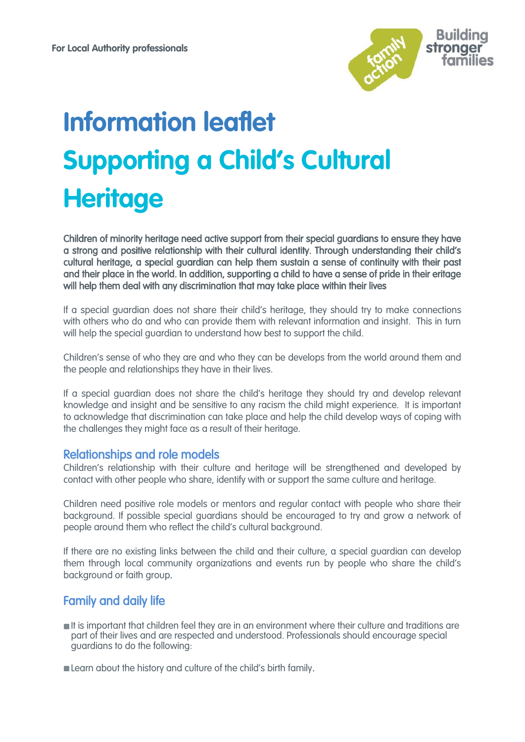For Local Authority professionals

Building stronger families

# Information leaflet

# Supporting a Child's Cultural Heritage

**Children of minority heritage need active support from their special guardians to ensure they have a strong and positive relationship with their cultural identity. Through understanding their child's cultural heritage, a special guardian can help them sustain a sense of continuity with their past and their place in the world. In addition, supporting a child to have a sense of pride in their eritage will help them deal with any discrimination that may take place within their lives**

If a special guardian does not share their child's heritage, they should try to make connections with others who do and who can provide them with relevant information and insight. This in turn will help the special guardian to understand how best to support the child.

Children's sense of who they are and who they can be develops from the world around them and the people and relationships they have in their lives.

If a special guardian does not share the child's heritage they should try and develop relevant knowledge and insight and be sensitive to any racism the child might experience. It is important to acknowledge that discrimination can take place and help the child develop ways of coping with the challenges they might face as a result of their heritage.

## Relationships and role models

Children's relationship with their culture and heritage will be strengthened and developed by contact with other people who share, identify with or support the same culture and heritage.

Children need positive role models or mentors and regular contact with people who share their background. If possible special guardians should be encouraged to try and grow a network of people around them who reflect the child's cultural background.

If there are no existing links between the child and their culture, a special guardian can develop them through local community organizations and events run by people who share the child's background or faith group.

## Family and daily life

- It is important that children feel they are in an environment where their culture and traditions are part of their lives and are respected and understood. Professionals should encourage special guardians to do the following:
- Learn about the history and culture of the child's birth family.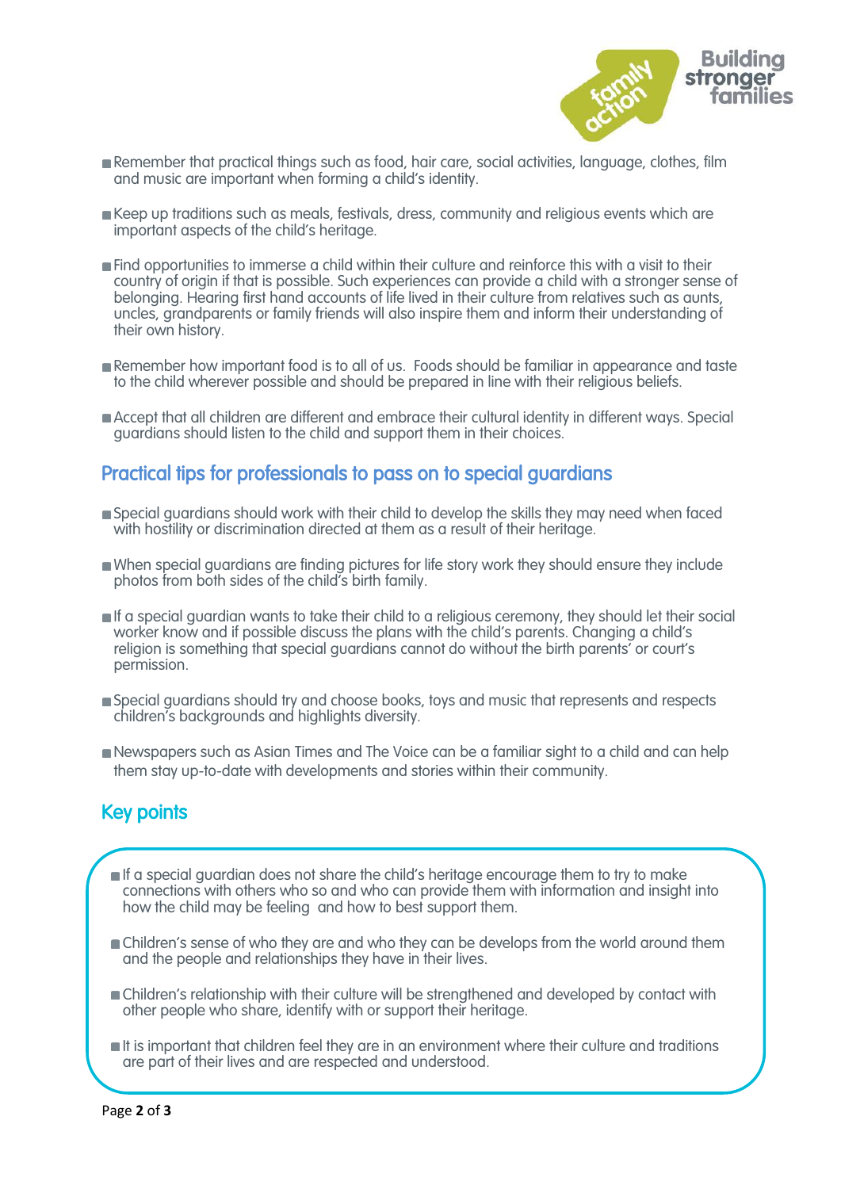- Remember that practical things such as food, hair care, social activities, language, clothes, film and music are important when forming a child's identity.

- Keep up traditions such as meals, festivals, dress, community and religious events which are important aspects of the child's heritage.

- Find opportunities to immerse a child within their culture and reinforce this with a visit to their country of origin if that is possible. Such experiences can provide a child with a stronger sense of belonging. Hearing first hand accounts of life lived in their culture from relatives such as aunts, uncles, grandparents or family friends will also inspire them and inform their understanding of their own history.

- Remember how important food is to all of us. Foods should be familiar in appearance and taste to the child wherever possible and should be prepared in line with their religious beliefs.

- Accept that all children are different and embrace their cultural identity in different ways. Special guardians should listen to the child and support them in their choices.

## Practical tips for professionals to pass on to special guardians

- Special guardians should work with their child to develop the skills they may need when faced with hostility or discrimination directed at them as a result of their heritage.

- When special guardians are finding pictures for life story work they should ensure they include photos from both sides of the child's birth family.

- If a special guardian wants to take their child to a religious ceremony, they should let their social worker know and if possible discuss the plans with the child's parents. Changing a child's religion is something that special guardians cannot do without the birth parents' or court's permission.

- Special guardians should try and choose books, toys and music that represents and respects children's backgrounds and highlights diversity.

- Newspapers such as Asian Times and The Voice can be a familiar sight to a child and can help them stay up-to-date with developments and stories within their community.

## Key points

- If a special guardian does not share the child's heritage encourage them to try to make connections with others who so and who can provide them with information and insight into how the child may be feeling and how to best support them.

- Children's sense of who they are and who they can be develops from the world around them and the people and relationships they have in their lives.

- Children's relationship with their culture will be strengthened and developed by contact with other people who share, identify with or support their heritage.

- It is important that children feel they are in an environment where their culture and traditions are part of their lives and are respected and understood.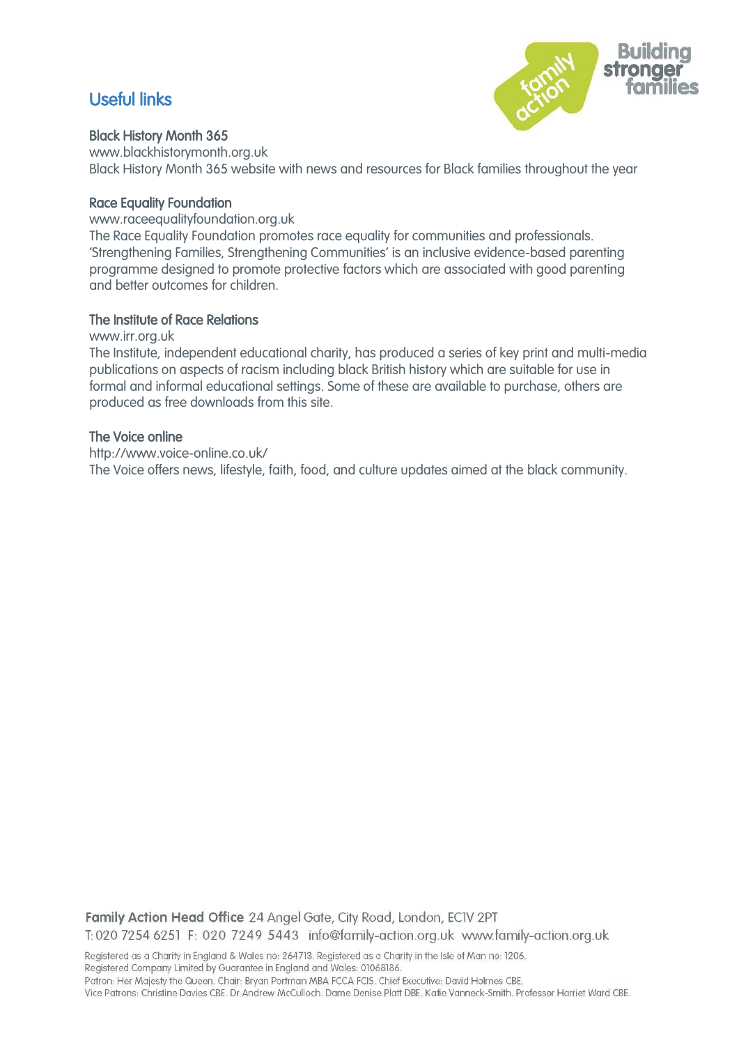## Useful links

### Black History Month 365

www.blackhistorymonth.org.uk

Black History Month 365 website with news and resources for Black families throughout the year

### Race Equality Foundation

www.raceequalityfoundation.org.uk

The Race Equality Foundation promotes race equality for communities and professionals. 'Strengthening Families, Strengthening Communities' is an inclusive evidence-based parenting programme designed to promote protective factors which are associated with good parenting and better outcomes for children.

### The Institute of Race Relations

www.irr.org.uk

The Institute, independent educational charity, has produced a series of key print and multi-media publications on aspects of racism including black British history which are suitable for use in formal and informal educational settings. Some of these are available to purchase, others are produced as free downloads from this site.

### The Voice online

http://www.voice-online.co.uk/

The Voice offers news, lifestyle, faith, food, and culture updates aimed at the black community.

**Family Action Head Office** 24 Angel Gate, City Road, London, EC1V 2PT
T: 020 7254 6251 F: 020 7249 5443 info@family-action.org.uk www.family-action.org.uk

Registered as a Charity in England & Wales no: 264713. Registered as a Charity in the Isle of Man no: 1206.
Registered Company Limited by Guarantee in England and Wales: 01068186.
Patron: Her Majesty the Queen. Chair: Bryan Portman MBA FCCA FCIS. Chief Executive: David Holmes CBE.
Vice Patrons: Christine Davies CBE. Dr Andrew McCulloch. Dame Denise Platt DBE. Katie Vanneck-Smith. Professor Harriet Ward CBE.